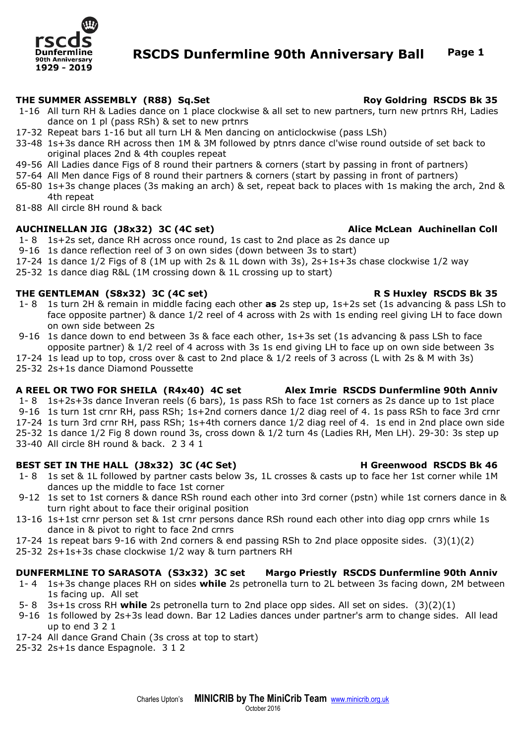# RSCDS Dunfermline 90th Anniversary Ball

### THE SUMMER ASSEMBLY (R88) Sq.Set — Roy Goldring RSCDS Bk 35

- 1-16 All turn RH & Ladies dance on 1 place clockwise & all set to new partners, turn new prtnrs RH, Ladies dance on 1 pl (pass RSh) & set to new prtnrs
- 17-32 Repeat bars 1-16 but all turn LH & Men dancing on anticlockwise (pass LSh)
- 33-48 1s+3s dance RH across then 1M & 3M followed by ptnrs dance cl'wise round outside of set back to original places 2nd & 4th couples repeat
- 49-56 All Ladies dance Figs of 8 round their partners & corners (start by passing in front of partners)
- 57-64 All Men dance Figs of 8 round their partners & corners (start by passing in front of partners)
- 65-80 1s+3s change places (3s making an arch) & set, repeat back to places with 1s making the arch, 2nd & 4th repeat
- 81-88 All circle 8H round & back

### AUCHINELLAN JIG (J8x32) 3C (4C set) — Alice McLean Auchinellan Coll

- 1- 8 1s+2s set, dance RH across once round, 1s cast to 2nd place as 2s dance up
- 9-16 1s dance reflection reel of 3 on own sides (down between 3s to start)
- 17-24 1s dance 1/2 Figs of 8 (1M up with 2s & 1L down with 3s), 2s+1s+3s chase clockwise 1/2 way
- 25-32 1s dance diag R&L (1M crossing down & 1L crossing up to start)

### THE GENTLEMAN (S8x32) 3C (4C set) — R S Huxley RSCDS Bk 35

- 1- 8 1s turn 2H & remain in middle facing each other **as** 2s step up, 1s+2s set (1s advancing & pass LSh to face opposite partner) & dance 1/2 reel of 4 across with 2s with 1s ending reel giving LH to face down on own side between 2s
- 9-16 1s dance down to end between 3s & face each other, 1s+3s set (1s advancing & pass LSh to face opposite partner) & 1/2 reel of 4 across with 3s 1s end giving LH to face up on own side between 3s
- 17-24 1s lead up to top, cross over & cast to 2nd place & 1/2 reels of 3 across (L with 2s & M with 3s)
- 25-32 2s+1s dance Diamond Poussette

### A REEL OR TWO FOR SHEILA (R4x40) 4C set — Alex Imrie RSCDS Dunfermline 90th Anniv

- 1- 8 1s+2s+3s dance Inveran reels (6 bars), 1s pass RSh to face 1st corners as 2s dance up to 1st place
- 9-16 1s turn 1st crnr RH, pass RSh; 1s+2nd corners dance 1/2 diag reel of 4. 1s pass RSh to face 3rd crnr
- 17-24 1s turn 3rd crnr RH, pass RSh; 1s+4th corners dance 1/2 diag reel of 4. 1s end in 2nd place own side
- 25-32 1s dance 1/2 Fig 8 down round 3s, cross down & 1/2 turn 4s (Ladies RH, Men LH). 29-30: 3s step up
- 33-40 All circle 8H round & back. 2 3 4 1

### BEST SET IN THE HALL (J8x32) 3C (4C Set) — H Greenwood RSCDS Bk 46

- 1- 8 1s set & 1L followed by partner casts below 3s, 1L crosses & casts up to face her 1st corner while 1M dances up the middle to face 1st corner
- 9-12 1s set to 1st corners & dance RSh round each other into 3rd corner (pstn) while 1st corners dance in & turn right about to face their original position
- 13-16 1s+1st crnr person set & 1st crnr persons dance RSh round each other into diag opp crnrs while 1s dance in & pivot to right to face 2nd crnrs
- 17-24 1s repeat bars 9-16 with 2nd corners & end passing RSh to 2nd place opposite sides. (3)(1)(2)
- 25-32 2s+1s+3s chase clockwise 1/2 way & turn partners RH

### DUNFERMLINE TO SARASOTA (S3x32) 3C set — Margo Priestly RSCDS Dunfermline 90th Anniv

- 1- 4 1s+3s change places RH on sides **while** 2s petronella turn to 2L between 3s facing down, 2M between 1s facing up. All set
- 5- 8 3s+1s cross RH **while** 2s petronella turn to 2nd place opp sides. All set on sides. (3)(2)(1)
- 9-16 1s followed by 2s+3s lead down. Bar 12 Ladies dances under partner's arm to change sides. All lead up to end 3 2 1
- 17-24 All dance Grand Chain (3s cross at top to start)
- 25-32 2s+1s dance Espagnole. 3 1 2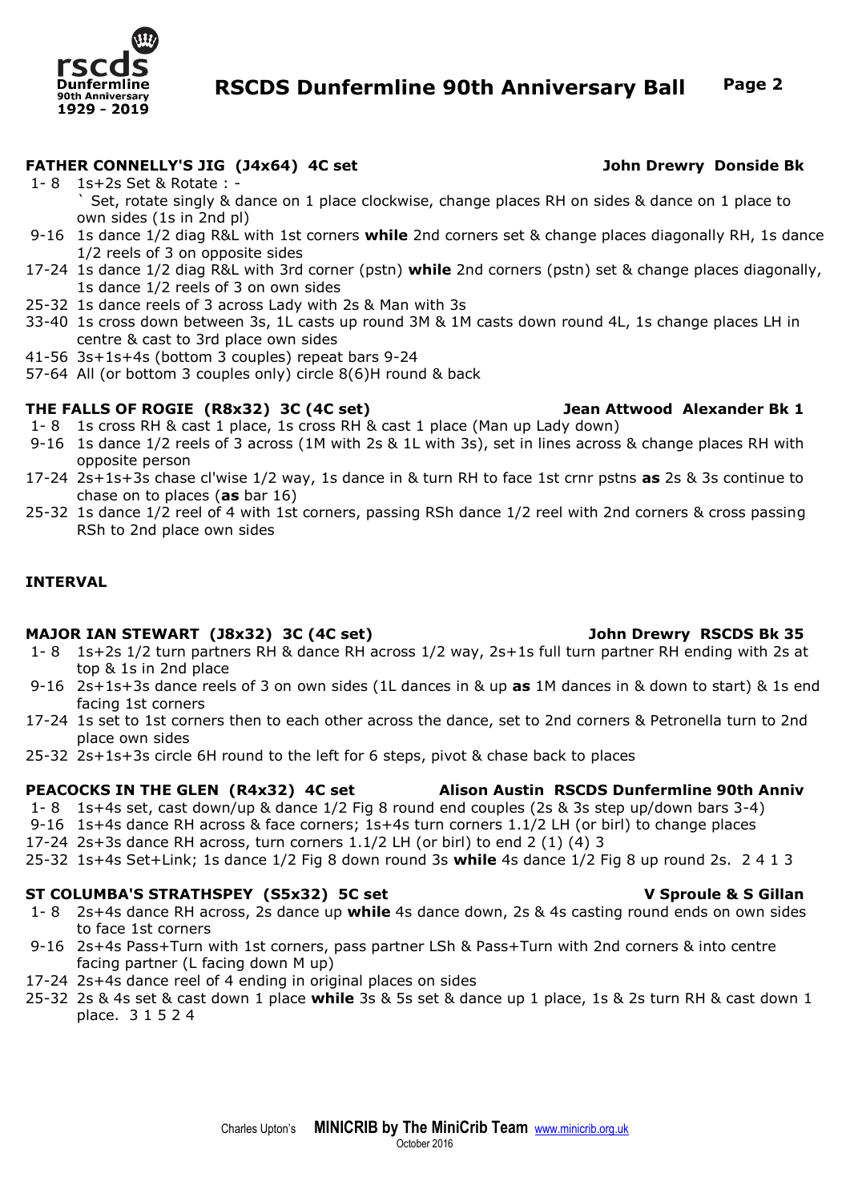### FATHER CONNELLY'S JIG (J4x64) 4C set — John Drewry Donside Bk

- 1- 8 1s+2s Set & Rotate : -
  ` Set, rotate singly & dance on 1 place clockwise, change places RH on sides & dance on 1 place to own sides (1s in 2nd pl)
- 9-16 1s dance 1/2 diag R&L with 1st corners **while** 2nd corners set & change places diagonally RH, 1s dance 1/2 reels of 3 on opposite sides
- 17-24 1s dance 1/2 diag R&L with 3rd corner (pstn) **while** 2nd corners (pstn) set & change places diagonally, 1s dance 1/2 reels of 3 on own sides
- 25-32 1s dance reels of 3 across Lady with 2s & Man with 3s
- 33-40 1s cross down between 3s, 1L casts up round 3M & 1M casts down round 4L, 1s change places LH in centre & cast to 3rd place own sides
- 41-56 3s+1s+4s (bottom 3 couples) repeat bars 9-24
- 57-64 All (or bottom 3 couples only) circle 8(6)H round & back

### THE FALLS OF ROGIE (R8x32) 3C (4C set) — Jean Attwood Alexander Bk 1

- 1- 8 1s cross RH & cast 1 place, 1s cross RH & cast 1 place (Man up Lady down)
- 9-16 1s dance 1/2 reels of 3 across (1M with 2s & 1L with 3s), set in lines across & change places RH with opposite person
- 17-24 2s+1s+3s chase cl'wise 1/2 way, 1s dance in & turn RH to face 1st crnr pstns **as** 2s & 3s continue to chase on to places (**as** bar 16)
- 25-32 1s dance 1/2 reel of 4 with 1st corners, passing RSh dance 1/2 reel with 2nd corners & cross passing RSh to 2nd place own sides

**INTERVAL**

### MAJOR IAN STEWART (J8x32) 3C (4C set) — John Drewry RSCDS Bk 35

- 1- 8 1s+2s 1/2 turn partners RH & dance RH across 1/2 way, 2s+1s full turn partner RH ending with 2s at top & 1s in 2nd place
- 9-16 2s+1s+3s dance reels of 3 on own sides (1L dances in & up **as** 1M dances in & down to start) & 1s end facing 1st corners
- 17-24 1s set to 1st corners then to each other across the dance, set to 2nd corners & Petronella turn to 2nd place own sides
- 25-32 2s+1s+3s circle 6H round to the left for 6 steps, pivot & chase back to places

### PEACOCKS IN THE GLEN (R4x32) 4C set — Alison Austin RSCDS Dunfermline 90th Anniv

- 1- 8 1s+4s set, cast down/up & dance 1/2 Fig 8 round end couples (2s & 3s step up/down bars 3-4)
- 9-16 1s+4s dance RH across & face corners; 1s+4s turn corners 1.1/2 LH (or birl) to change places
- 17-24 2s+3s dance RH across, turn corners 1.1/2 LH (or birl) to end 2 (1) (4) 3
- 25-32 1s+4s Set+Link; 1s dance 1/2 Fig 8 down round 3s **while** 4s dance 1/2 Fig 8 up round 2s. 2 4 1 3

### ST COLUMBA'S STRATHSPEY (S5x32) 5C set — V Sproule & S Gillan

- 1- 8 2s+4s dance RH across, 2s dance up **while** 4s dance down, 2s & 4s casting round ends on own sides to face 1st corners
- 9-16 2s+4s Pass+Turn with 1st corners, pass partner LSh & Pass+Turn with 2nd corners & into centre facing partner (L facing down M up)
- 17-24 2s+4s dance reel of 4 ending in original places on sides
- 25-32 2s & 4s set & cast down 1 place **while** 3s & 5s set & dance up 1 place, 1s & 2s turn RH & cast down 1 place. 3 1 5 2 4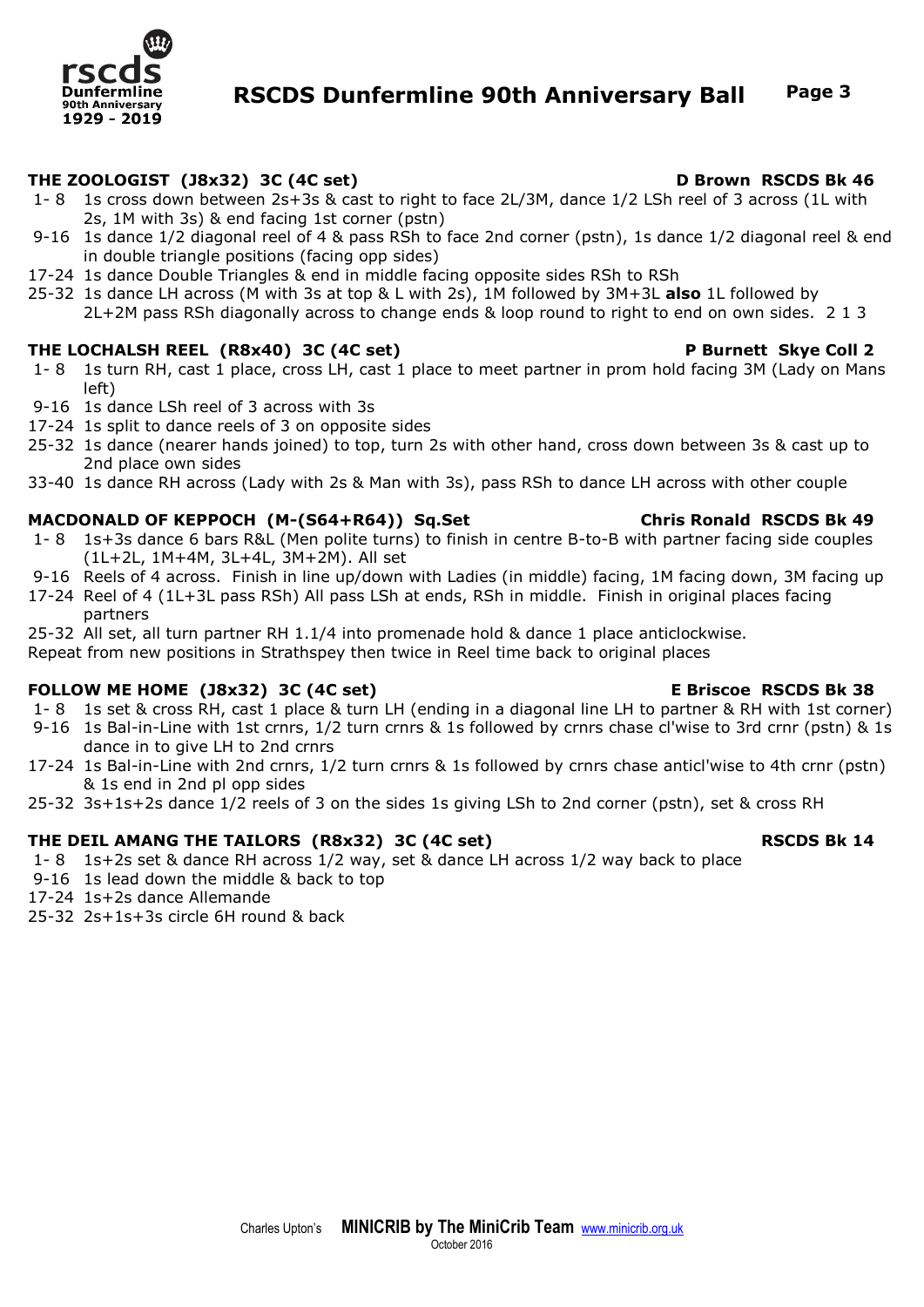**THE ZOOLOGIST (J8x32) 3C (4C set)** **D Brown RSCDS Bk 46**

- 1- 8 1s cross down between 2s+3s & cast to right to face 2L/3M, dance 1/2 LSh reel of 3 across (1L with 2s, 1M with 3s) & end facing 1st corner (pstn)
- 9-16 1s dance 1/2 diagonal reel of 4 & pass RSh to face 2nd corner (pstn), 1s dance 1/2 diagonal reel & end in double triangle positions (facing opp sides)
- 17-24 1s dance Double Triangles & end in middle facing opposite sides RSh to RSh
- 25-32 1s dance LH across (M with 3s at top & L with 2s), 1M followed by 3M+3L **also** 1L followed by 2L+2M pass RSh diagonally across to change ends & loop round to right to end on own sides. 2 1 3

**THE LOCHALSH REEL (R8x40) 3C (4C set)** **P Burnett Skye Coll 2**

- 1- 8 1s turn RH, cast 1 place, cross LH, cast 1 place to meet partner in prom hold facing 3M (Lady on Mans left)
- 9-16 1s dance LSh reel of 3 across with 3s
- 17-24 1s split to dance reels of 3 on opposite sides
- 25-32 1s dance (nearer hands joined) to top, turn 2s with other hand, cross down between 3s & cast up to 2nd place own sides
- 33-40 1s dance RH across (Lady with 2s & Man with 3s), pass RSh to dance LH across with other couple

**MACDONALD OF KEPPOCH (M-(S64+R64)) Sq.Set** **Chris Ronald RSCDS Bk 49**

- 1- 8 1s+3s dance 6 bars R&L (Men polite turns) to finish in centre B-to-B with partner facing side couples (1L+2L, 1M+4M, 3L+4L, 3M+2M). All set
- 9-16 Reels of 4 across. Finish in line up/down with Ladies (in middle) facing, 1M facing down, 3M facing up
- 17-24 Reel of 4 (1L+3L pass RSh) All pass LSh at ends, RSh in middle. Finish in original places facing partners
- 25-32 All set, all turn partner RH 1.1/4 into promenade hold & dance 1 place anticlockwise.

Repeat from new positions in Strathspey then twice in Reel time back to original places

**FOLLOW ME HOME (J8x32) 3C (4C set)** **E Briscoe RSCDS Bk 38**

- 1- 8 1s set & cross RH, cast 1 place & turn LH (ending in a diagonal line LH to partner & RH with 1st corner)
- 9-16 1s Bal-in-Line with 1st crnrs, 1/2 turn crnrs & 1s followed by crnrs chase cl'wise to 3rd crnr (pstn) & 1s dance in to give LH to 2nd crnrs
- 17-24 1s Bal-in-Line with 2nd crnrs, 1/2 turn crnrs & 1s followed by crnrs chase anticl'wise to 4th crnr (pstn) & 1s end in 2nd pl opp sides
- 25-32 3s+1s+2s dance 1/2 reels of 3 on the sides 1s giving LSh to 2nd corner (pstn), set & cross RH

**THE DEIL AMANG THE TAILORS (R8x32) 3C (4C set)** **RSCDS Bk 14**

- 1- 8 1s+2s set & dance RH across 1/2 way, set & dance LH across 1/2 way back to place
- 9-16 1s lead down the middle & back to top
- 17-24 1s+2s dance Allemande
- 25-32 2s+1s+3s circle 6H round & back